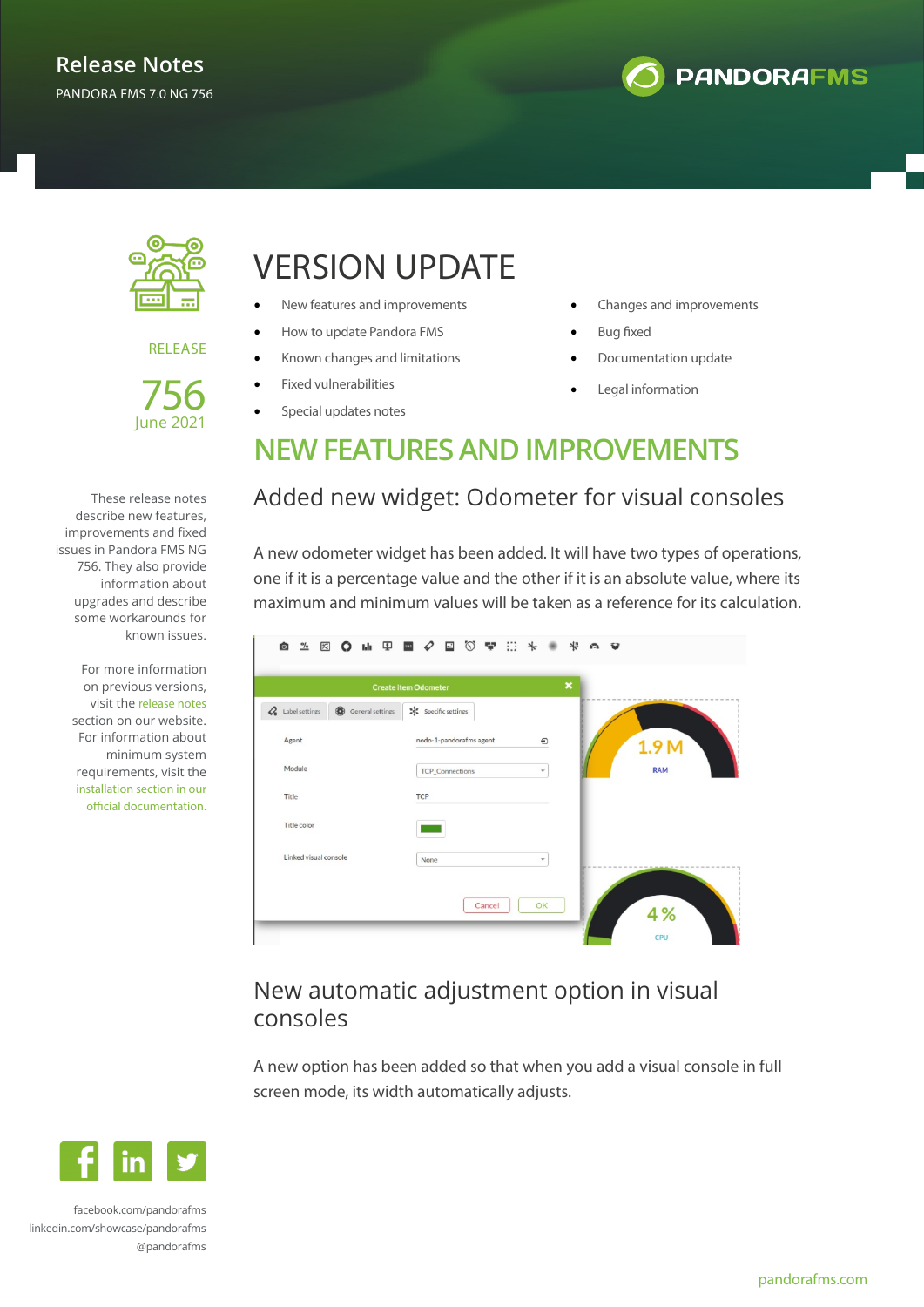# Release Notes

PANDORA FMS 7.0 NG 756

RELEASE

756

June 2021

These release notes describe new features, improvements and fixed issues in Pandora FMS NG 756. They also provide information about upgrades and describe some workarounds for known issues.

For more information on previous versions, visit the release notes section on our website. For information about minimum system requirements, visit the installation section in our official documentation.

# VERSION UPDATE

- New features and improvements
- How to update Pandora FMS
- Known changes and limitations
- Fixed vulnerabilities
- Special updates notes
- Changes and improvements
- Bug fixed
- Documentation update
- Legal information

## NEW FEATURES AND IMPROVEMENTS

### Added new widget: Odometer for visual consoles

A new odometer widget has been added. It will have two types of operations, one if it is a percentage value and the other if it is an absolute value, where its maximum and minimum values will be taken as a reference for its calculation.

### New automatic adjustment option in visual consoles

A new option has been added so that when you add a visual console in full screen mode, its width automatically adjusts.

facebook.com/pandorafms
linkedin.com/showcase/pandorafms
@pandorafms

pandorafms.com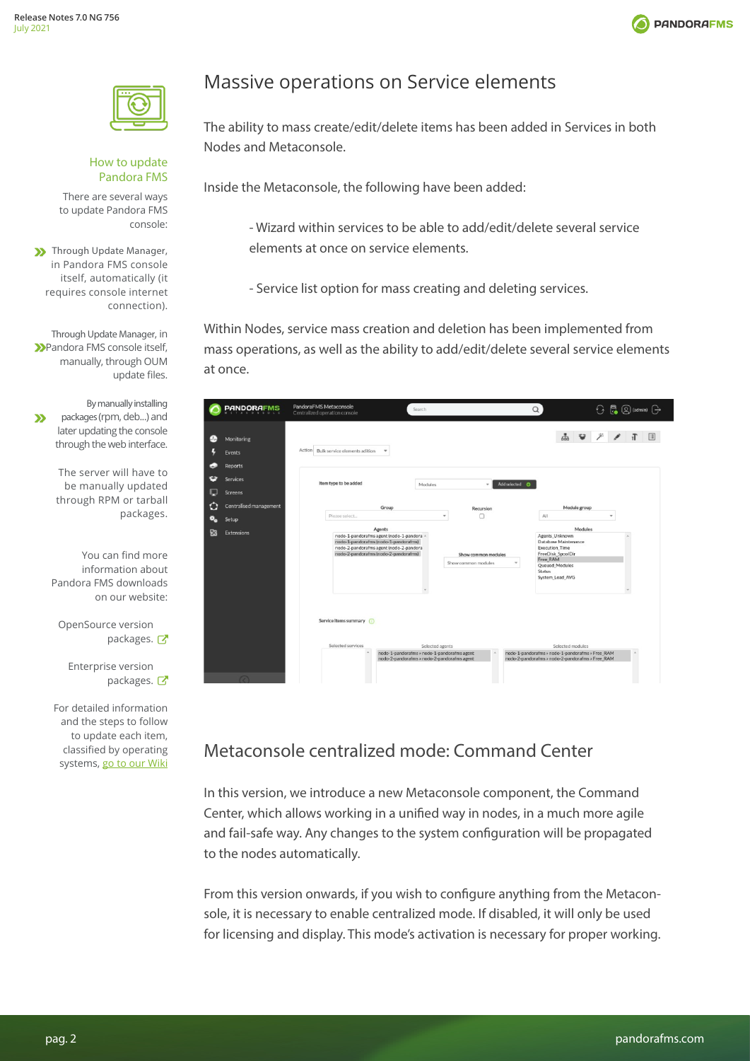# Massive operations on Service elements

The ability to mass create/edit/delete items has been added in Services in both Nodes and Metaconsole.

Inside the Metaconsole, the following have been added:

- Wizard within services to be able to add/edit/delete several service elements at once on service elements.

- Service list option for mass creating and deleting services.

Within Nodes, service mass creation and deletion has been implemented from mass operations, as well as the ability to add/edit/delete several service elements at once.

# Metaconsole centralized mode: Command Center

In this version, we introduce a new Metaconsole component, the Command Center, which allows working in a unified way in nodes, in a much more agile and fail-safe way. Any changes to the system configuration will be propagated to the nodes automatically.

From this version onwards, if you wish to configure anything from the Metaconsole, it is necessary to enable centralized mode. If disabled, it will only be used for licensing and display. This mode's activation is necessary for proper working.

## How to update Pandora FMS

There are several ways to update Pandora FMS console:

- Through Update Manager, in Pandora FMS console itself, automatically (it requires console internet connection).
- Through Update Manager, in Pandora FMS console itself, manually, through OUM update files.
- By manually installing packages (rpm, deb...) and later updating the console through the web interface.

The server will have to be manually updated through RPM or tarball packages.

You can find more information about Pandora FMS downloads on our website:

OpenSource version packages.

Enterprise version packages.

For detailed information and the steps to follow to update each item, classified by operating systems, go to our Wiki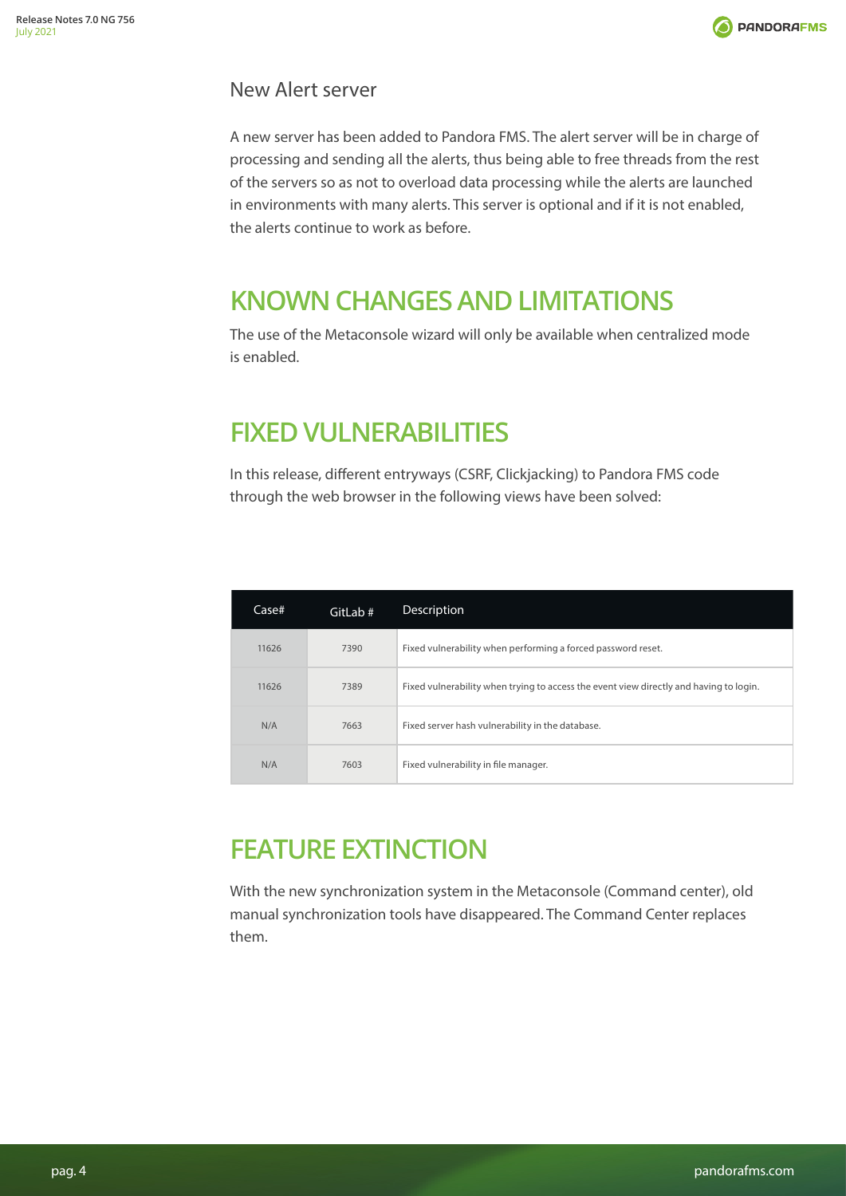### New Alert server

A new server has been added to Pandora FMS. The alert server will be in charge of processing and sending all the alerts, thus being able to free threads from the rest of the servers so as not to overload data processing while the alerts are launched in environments with many alerts. This server is optional and if it is not enabled, the alerts continue to work as before.

## KNOWN CHANGES AND LIMITATIONS

The use of the Metaconsole wizard will only be available when centralized mode is enabled.

## FIXED VULNERABILITIES

In this release, different entryways (CSRF, Clickjacking) to Pandora FMS code through the web browser in the following views have been solved:

| Case# | GitLab # | Description |
|---|---|---|
| 11626 | 7390 | Fixed vulnerability when performing a forced password reset. |
| 11626 | 7389 | Fixed vulnerability when trying to access the event view directly and having to login. |
| N/A | 7663 | Fixed server hash vulnerability in the database. |
| N/A | 7603 | Fixed vulnerability in file manager. |

## FEATURE EXTINCTION

With the new synchronization system in the Metaconsole (Command center), old manual synchronization tools have disappeared. The Command Center replaces them.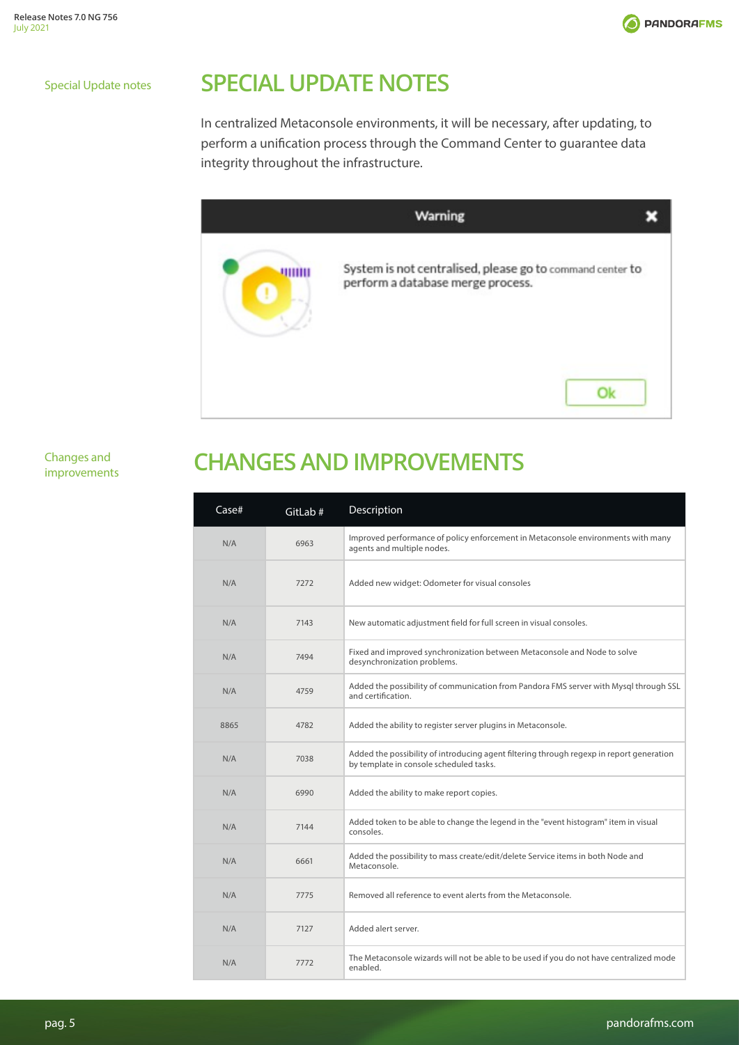# SPECIAL UPDATE NOTES

In centralized Metaconsole environments, it will be necessary, after updating, to perform a unification process through the Command Center to guarantee data integrity throughout the infrastructure.

# CHANGES AND IMPROVEMENTS

| Case# | GitLab # | Description |
|---|---|---|
| N/A | 6963 | Improved performance of policy enforcement in Metaconsole environments with many agents and multiple nodes. |
| N/A | 7272 | Added new widget: Odometer for visual consoles |
| N/A | 7143 | New automatic adjustment field for full screen in visual consoles. |
| N/A | 7494 | Fixed and improved synchronization between Metaconsole and Node to solve desynchronization problems. |
| N/A | 4759 | Added the possibility of communication from Pandora FMS server with Mysql through SSL and certification. |
| 8865 | 4782 | Added the ability to register server plugins in Metaconsole. |
| N/A | 7038 | Added the possibility of introducing agent filtering through regexp in report generation by template in console scheduled tasks. |
| N/A | 6990 | Added the ability to make report copies. |
| N/A | 7144 | Added token to be able to change the legend in the "event histogram" item in visual consoles. |
| N/A | 6661 | Added the possibility to mass create/edit/delete Service items in both Node and Metaconsole. |
| N/A | 7775 | Removed all reference to event alerts from the Metaconsole. |
| N/A | 7127 | Added alert server. |
| N/A | 7772 | The Metaconsole wizards will not be able to be used if you do not have centralized mode enabled. |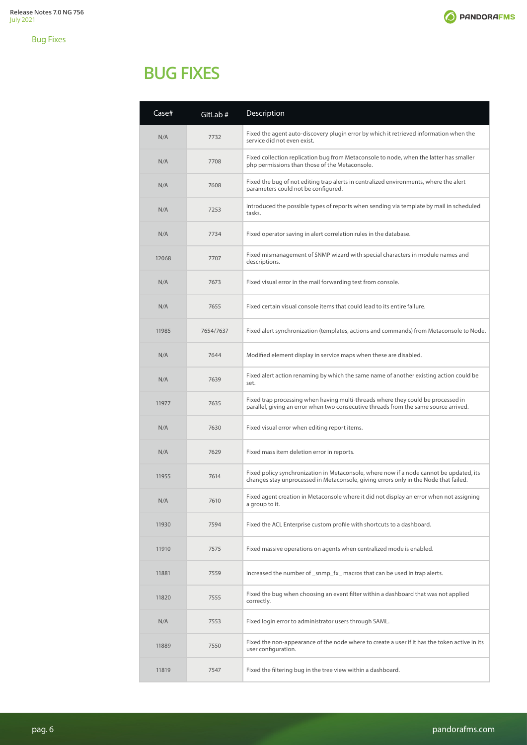# BUG FIXES

| Case# | GitLab # | Description |
|---|---|---|
| N/A | 7732 | Fixed the agent auto-discovery plugin error by which it retrieved information when the service did not even exist. |
| N/A | 7708 | Fixed collection replication bug from Metaconsole to node, when the latter has smaller php permissions than those of the Metaconsole. |
| N/A | 7608 | Fixed the bug of not editing trap alerts in centralized environments, where the alert parameters could not be configured. |
| N/A | 7253 | Introduced the possible types of reports when sending via template by mail in scheduled tasks. |
| N/A | 7734 | Fixed operator saving in alert correlation rules in the database. |
| 12068 | 7707 | Fixed mismanagement of SNMP wizard with special characters in module names and descriptions. |
| N/A | 7673 | Fixed visual error in the mail forwarding test from console. |
| N/A | 7655 | Fixed certain visual console items that could lead to its entire failure. |
| 11985 | 7654/7637 | Fixed alert synchronization (templates, actions and commands) from Metaconsole to Node. |
| N/A | 7644 | Modified element display in service maps when these are disabled. |
| N/A | 7639 | Fixed alert action renaming by which the same name of another existing action could be set. |
| 11977 | 7635 | Fixed trap processing when having multi-threads where they could be processed in parallel, giving an error when two consecutive threads from the same source arrived. |
| N/A | 7630 | Fixed visual error when editing report items. |
| N/A | 7629 | Fixed mass item deletion error in reports. |
| 11955 | 7614 | Fixed policy synchronization in Metaconsole, where now if a node cannot be updated, its changes stay unprocessed in Metaconsole, giving errors only in the Node that failed. |
| N/A | 7610 | Fixed agent creation in Metaconsole where it did not display an error when not assigning a group to it. |
| 11930 | 7594 | Fixed the ACL Enterprise custom profile with shortcuts to a dashboard. |
| 11910 | 7575 | Fixed massive operations on agents when centralized mode is enabled. |
| 11881 | 7559 | Increased the number of _snmp_fx_ macros that can be used in trap alerts. |
| 11820 | 7555 | Fixed the bug when choosing an event filter within a dashboard that was not applied correctly. |
| N/A | 7553 | Fixed login error to administrator users through SAML. |
| 11889 | 7550 | Fixed the non-appearance of the node where to create a user if it has the token active in its user configuration. |
| 11819 | 7547 | Fixed the filtering bug in the tree view within a dashboard. |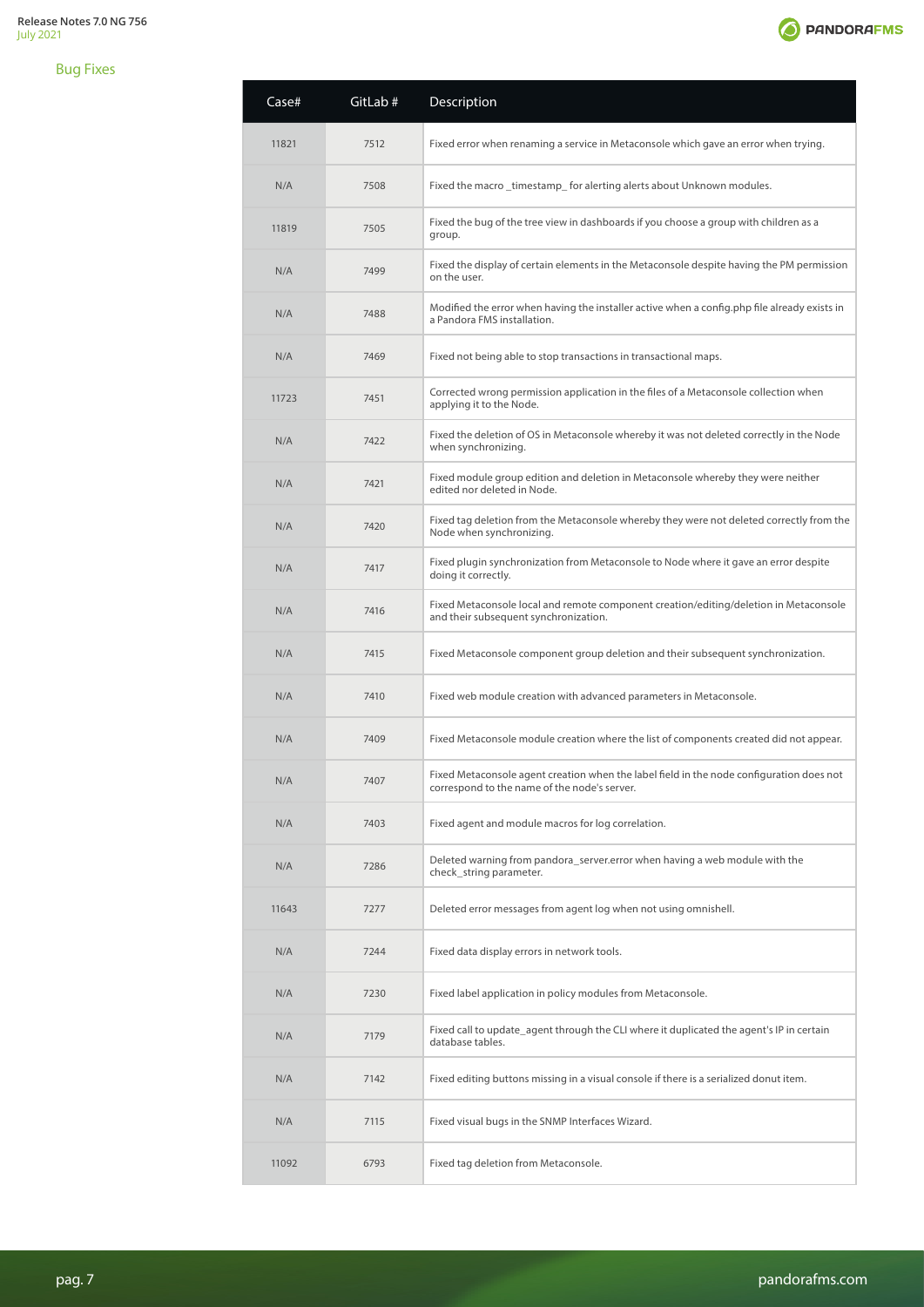## Bug Fixes

| Case# | GitLab # | Description |
|---|---|---|
| 11821 | 7512 | Fixed error when renaming a service in Metaconsole which gave an error when trying. |
| N/A | 7508 | Fixed the macro _timestamp_ for alerting alerts about Unknown modules. |
| 11819 | 7505 | Fixed the bug of the tree view in dashboards if you choose a group with children as a group. |
| N/A | 7499 | Fixed the display of certain elements in the Metaconsole despite having the PM permission on the user. |
| N/A | 7488 | Modified the error when having the installer active when a config.php file already exists in a Pandora FMS installation. |
| N/A | 7469 | Fixed not being able to stop transactions in transactional maps. |
| 11723 | 7451 | Corrected wrong permission application in the files of a Metaconsole collection when applying it to the Node. |
| N/A | 7422 | Fixed the deletion of OS in Metaconsole whereby it was not deleted correctly in the Node when synchronizing. |
| N/A | 7421 | Fixed module group edition and deletion in Metaconsole whereby they were neither edited nor deleted in Node. |
| N/A | 7420 | Fixed tag deletion from the Metaconsole whereby they were not deleted correctly from the Node when synchronizing. |
| N/A | 7417 | Fixed plugin synchronization from Metaconsole to Node where it gave an error despite doing it correctly. |
| N/A | 7416 | Fixed Metaconsole local and remote component creation/editing/deletion in Metaconsole and their subsequent synchronization. |
| N/A | 7415 | Fixed Metaconsole component group deletion and their subsequent synchronization. |
| N/A | 7410 | Fixed web module creation with advanced parameters in Metaconsole. |
| N/A | 7409 | Fixed Metaconsole module creation where the list of components created did not appear. |
| N/A | 7407 | Fixed Metaconsole agent creation when the label field in the node configuration does not correspond to the name of the node's server. |
| N/A | 7403 | Fixed agent and module macros for log correlation. |
| N/A | 7286 | Deleted warning from pandora_server.error when having a web module with the check_string parameter. |
| 11643 | 7277 | Deleted error messages from agent log when not using omnishell. |
| N/A | 7244 | Fixed data display errors in network tools. |
| N/A | 7230 | Fixed label application in policy modules from Metaconsole. |
| N/A | 7179 | Fixed call to update_agent through the CLI where it duplicated the agent's IP in certain database tables. |
| N/A | 7142 | Fixed editing buttons missing in a visual console if there is a serialized donut item. |
| N/A | 7115 | Fixed visual bugs in the SNMP Interfaces Wizard. |
| 11092 | 6793 | Fixed tag deletion from Metaconsole. |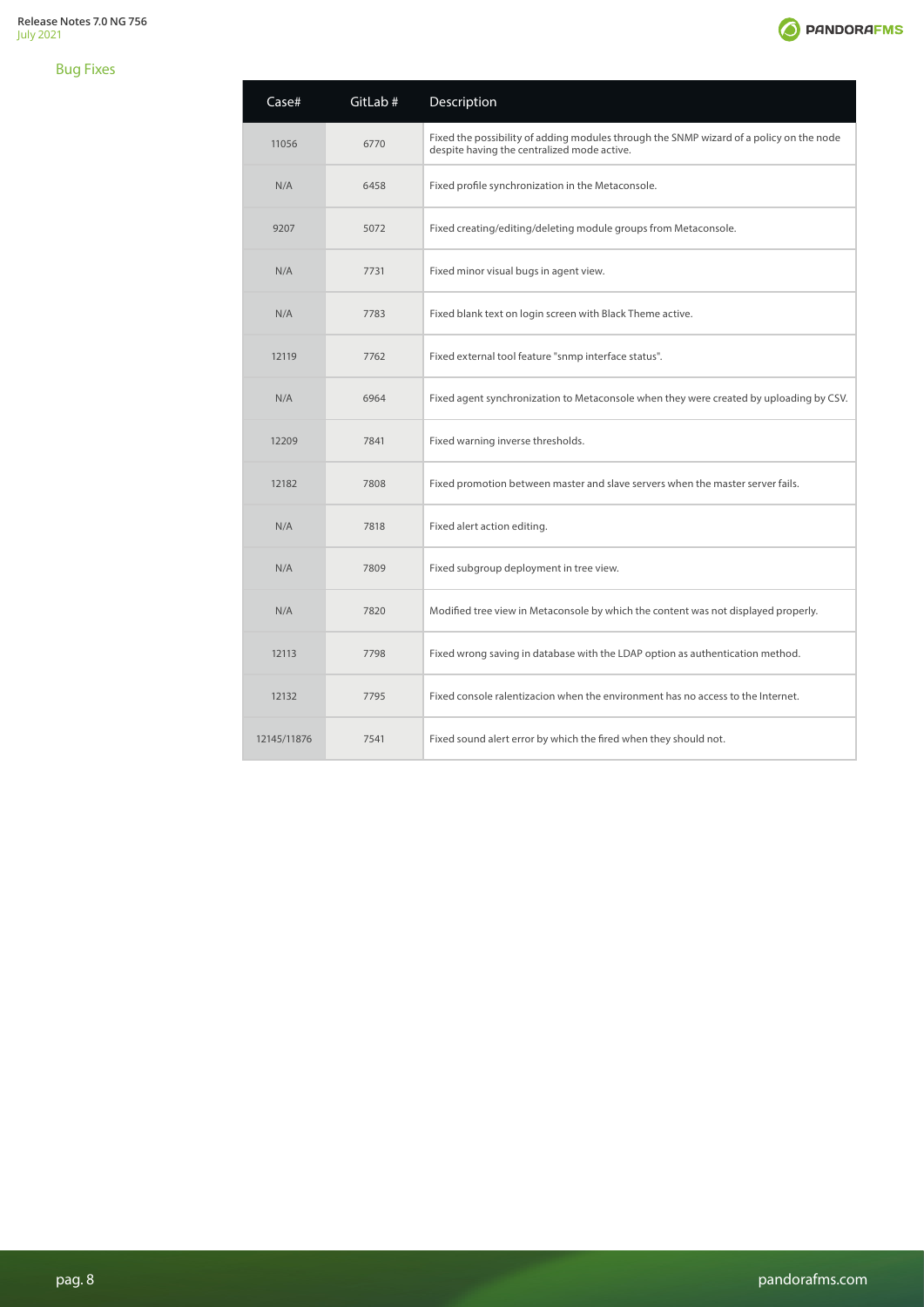## Bug Fixes

| Case# | GitLab # | Description |
|---|---|---|
| 11056 | 6770 | Fixed the possibility of adding modules through the SNMP wizard of a policy on the node despite having the centralized mode active. |
| N/A | 6458 | Fixed profile synchronization in the Metaconsole. |
| 9207 | 5072 | Fixed creating/editing/deleting module groups from Metaconsole. |
| N/A | 7731 | Fixed minor visual bugs in agent view. |
| N/A | 7783 | Fixed blank text on login screen with Black Theme active. |
| 12119 | 7762 | Fixed external tool feature "snmp interface status". |
| N/A | 6964 | Fixed agent synchronization to Metaconsole when they were created by uploading by CSV. |
| 12209 | 7841 | Fixed warning inverse thresholds. |
| 12182 | 7808 | Fixed promotion between master and slave servers when the master server fails. |
| N/A | 7818 | Fixed alert action editing. |
| N/A | 7809 | Fixed subgroup deployment in tree view. |
| N/A | 7820 | Modified tree view in Metaconsole by which the content was not displayed properly. |
| 12113 | 7798 | Fixed wrong saving in database with the LDAP option as authentication method. |
| 12132 | 7795 | Fixed console ralentizacion when the environment has no access to the Internet. |
| 12145/11876 | 7541 | Fixed sound alert error by which the fired when they should not. |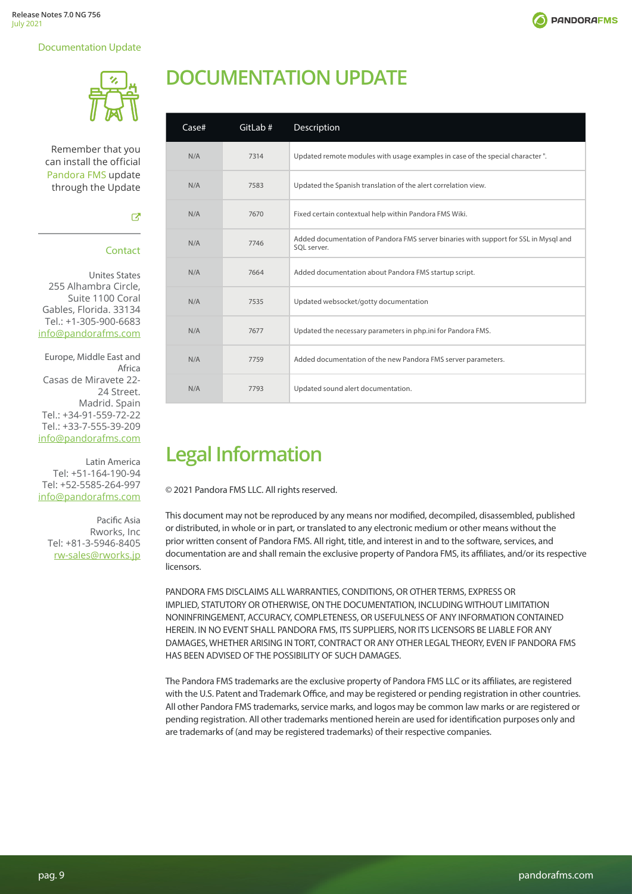Documentation Update

Remember that you can install the official Pandora FMS update through the Update

### Contact

Unites States
255 Alhambra Circle, Suite 1100 Coral Gables, Florida. 33134
Tel.: +1-305-900-6683
info@pandorafms.com

Europe, Middle East and Africa
Casas de Miravete 22-24 Street.
Madrid. Spain
Tel.: +34-91-559-72-22
Tel.: +33-7-555-39-209
info@pandorafms.com

Latin America
Tel: +51-164-190-94
Tel: +52-5585-264-997
info@pandorafms.com

Pacific Asia
Rworks, Inc
Tel: +81-3-5946-8405
rw-sales@rworks.jp

# DOCUMENTATION UPDATE

| Case# | GitLab # | Description |
|---|---|---|
| N/A | 7314 | Updated remote modules with usage examples in case of the special character ". |
| N/A | 7583 | Updated the Spanish translation of the alert correlation view. |
| N/A | 7670 | Fixed certain contextual help within Pandora FMS Wiki. |
| N/A | 7746 | Added documentation of Pandora FMS server binaries with support for SSL in Mysql and SQL server. |
| N/A | 7664 | Added documentation about Pandora FMS startup script. |
| N/A | 7535 | Updated websocket/gotty documentation |
| N/A | 7677 | Updated the necessary parameters in php.ini for Pandora FMS. |
| N/A | 7759 | Added documentation of the new Pandora FMS server parameters. |
| N/A | 7793 | Updated sound alert documentation. |

# Legal Information

© 2021 Pandora FMS LLC. All rights reserved.

This document may not be reproduced by any means nor modified, decompiled, disassembled, published or distributed, in whole or in part, or translated to any electronic medium or other means without the prior written consent of Pandora FMS. All right, title, and interest in and to the software, services, and documentation are and shall remain the exclusive property of Pandora FMS, its affiliates, and/or its respective licensors.

PANDORA FMS DISCLAIMS ALL WARRANTIES, CONDITIONS, OR OTHER TERMS, EXPRESS OR IMPLIED, STATUTORY OR OTHERWISE, ON THE DOCUMENTATION, INCLUDING WITHOUT LIMITATION NONINFRINGEMENT, ACCURACY, COMPLETENESS, OR USEFULNESS OF ANY INFORMATION CONTAINED HEREIN. IN NO EVENT SHALL PANDORA FMS, ITS SUPPLIERS, NOR ITS LICENSORS BE LIABLE FOR ANY DAMAGES, WHETHER ARISING IN TORT, CONTRACT OR ANY OTHER LEGAL THEORY, EVEN IF PANDORA FMS HAS BEEN ADVISED OF THE POSSIBILITY OF SUCH DAMAGES.

The Pandora FMS trademarks are the exclusive property of Pandora FMS LLC or its affiliates, are registered with the U.S. Patent and Trademark Office, and may be registered or pending registration in other countries. All other Pandora FMS trademarks, service marks, and logos may be common law marks or are registered or pending registration. All other trademarks mentioned herein are used for identification purposes only and are trademarks of (and may be registered trademarks) of their respective companies.